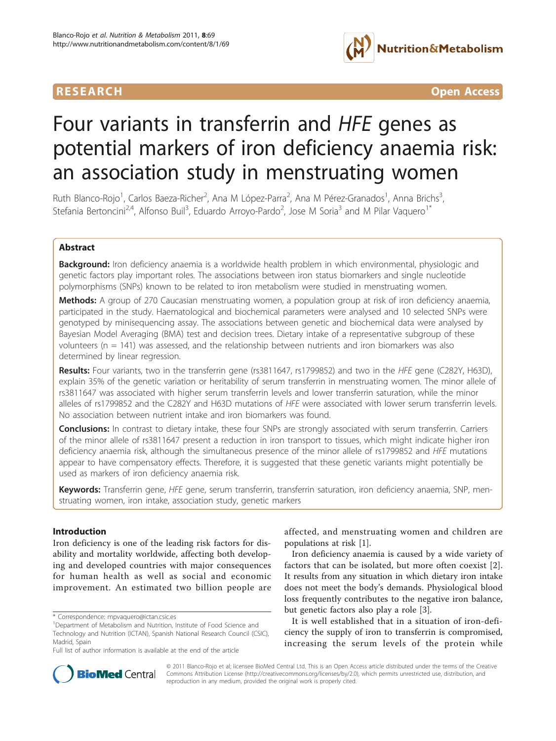RESEARCH Open Access

# Four variants in transferrin and *HFE* genes as potential markers of iron deficiency anaemia risk: an association study in menstruating women

Ruth Blanco-Rojo[1], Carlos Baeza-Richer[2], Ana M López-Parra[2], Ana M Pérez-Granados[1], Anna Brichs[3], Stefania Bertoncini[2,4], Alfonso Buil[3], Eduardo Arroyo-Pardo[2], Jose M Soria[3] and M Pilar Vaquero[1*]

## Abstract

**Background:** Iron deficiency anaemia is a worldwide health problem in which environmental, physiologic and genetic factors play important roles. The associations between iron status biomarkers and single nucleotide polymorphisms (SNPs) known to be related to iron metabolism were studied in menstruating women.

**Methods:** A group of 270 Caucasian menstruating women, a population group at risk of iron deficiency anaemia, participated in the study. Haematological and biochemical parameters were analysed and 10 selected SNPs were genotyped by minisequencing assay. The associations between genetic and biochemical data were analysed by Bayesian Model Averaging (BMA) test and decision trees. Dietary intake of a representative subgroup of these volunteers (n = 141) was assessed, and the relationship between nutrients and iron biomarkers was also determined by linear regression.

**Results:** Four variants, two in the transferrin gene (rs3811647, rs1799852) and two in the *HFE* gene (C282Y, H63D), explain 35% of the genetic variation or heritability of serum transferrin in menstruating women. The minor allele of rs3811647 was associated with higher serum transferrin levels and lower transferrin saturation, while the minor alleles of rs1799852 and the C282Y and H63D mutations of *HFE* were associated with lower serum transferrin levels. No association between nutrient intake and iron biomarkers was found.

**Conclusions:** In contrast to dietary intake, these four SNPs are strongly associated with serum transferrin. Carriers of the minor allele of rs3811647 present a reduction in iron transport to tissues, which might indicate higher iron deficiency anaemia risk, although the simultaneous presence of the minor allele of rs1799852 and *HFE* mutations appear to have compensatory effects. Therefore, it is suggested that these genetic variants might potentially be used as markers of iron deficiency anaemia risk.

**Keywords:** Transferrin gene, *HFE* gene, serum transferrin, transferrin saturation, iron deficiency anaemia, SNP, menstruating women, iron intake, association study, genetic markers

## Introduction

Iron deficiency is one of the leading risk factors for disability and mortality worldwide, affecting both developing and developed countries with major consequences for human health as well as social and economic improvement. An estimated two billion people are affected, and menstruating women and children are populations at risk [1].

Iron deficiency anaemia is caused by a wide variety of factors that can be isolated, but more often coexist [2]. It results from any situation in which dietary iron intake does not meet the body's demands. Physiological blood loss frequently contributes to the negative iron balance, but genetic factors also play a role [3].

It is well established that in a situation of iron-deficiency the supply of iron to transferrin is compromised, increasing the serum levels of the protein while

\* Correspondence: mpvaquero@ictan.csic.es
[1]Department of Metabolism and Nutrition, Institute of Food Science and Technology and Nutrition (ICTAN), Spanish National Research Council (CSIC), Madrid, Spain
Full list of author information is available at the end of the article

© 2011 Blanco-Rojo et al; licensee BioMed Central Ltd. This is an Open Access article distributed under the terms of the Creative Commons Attribution License (http://creativecommons.org/licenses/by/2.0), which permits unrestricted use, distribution, and reproduction in any medium, provided the original work is properly cited.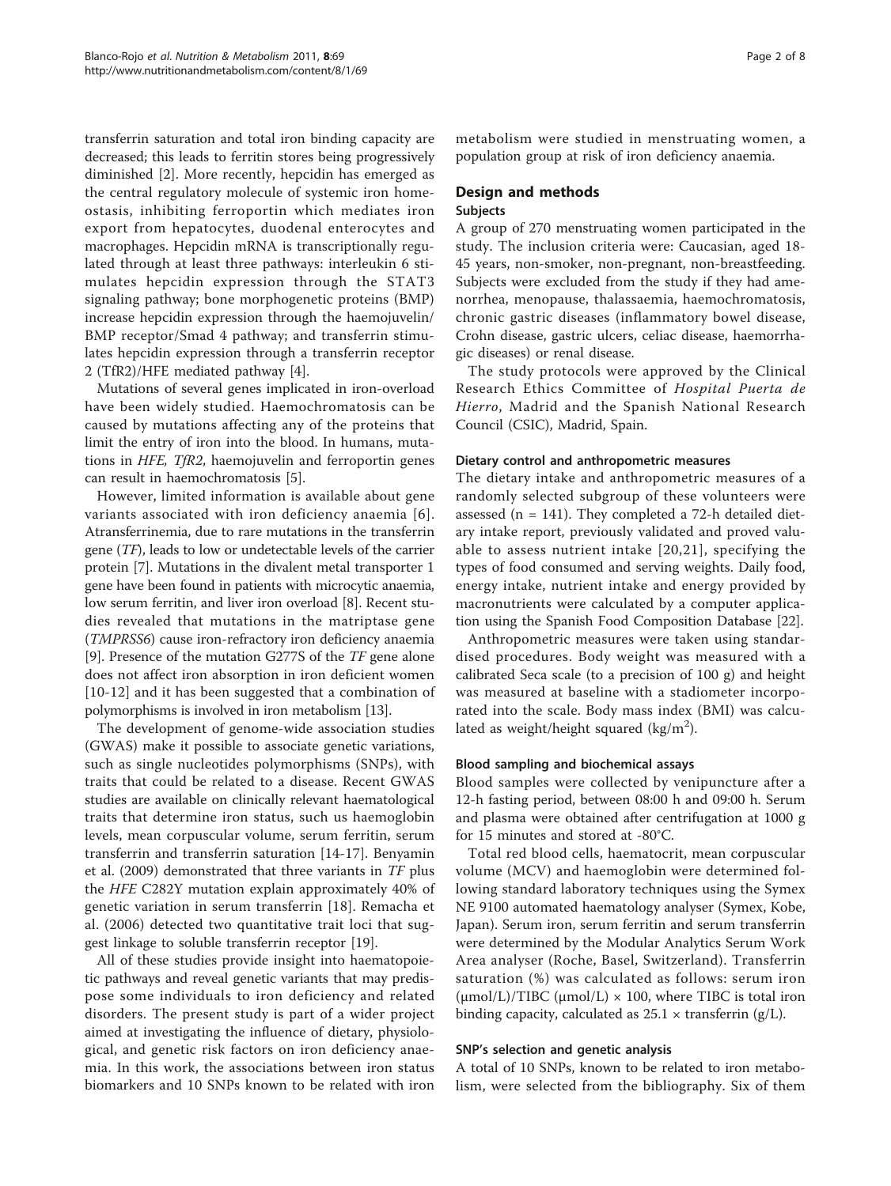transferrin saturation and total iron binding capacity are decreased; this leads to ferritin stores being progressively diminished [2]. More recently, hepcidin has emerged as the central regulatory molecule of systemic iron homeostasis, inhibiting ferroportin which mediates iron export from hepatocytes, duodenal enterocytes and macrophages. Hepcidin mRNA is transcriptionally regulated through at least three pathways: interleukin 6 stimulates hepcidin expression through the STAT3 signaling pathway; bone morphogenetic proteins (BMP) increase hepcidin expression through the haemojuvelin/BMP receptor/Smad 4 pathway; and transferrin stimulates hepcidin expression through a transferrin receptor 2 (TfR2)/HFE mediated pathway [4].

Mutations of several genes implicated in iron-overload have been widely studied. Haemochromatosis can be caused by mutations affecting any of the proteins that limit the entry of iron into the blood. In humans, mutations in *HFE, TfR2*, haemojuvelin and ferroportin genes can result in haemochromatosis [5].

However, limited information is available about gene variants associated with iron deficiency anaemia [6]. Atransferrinemia, due to rare mutations in the transferrin gene (*TF*), leads to low or undetectable levels of the carrier protein [7]. Mutations in the divalent metal transporter 1 gene have been found in patients with microcytic anaemia, low serum ferritin, and liver iron overload [8]. Recent studies revealed that mutations in the matriptase gene (*TMPRSS6*) cause iron-refractory iron deficiency anaemia [9]. Presence of the mutation G277S of the *TF* gene alone does not affect iron absorption in iron deficient women [10-12] and it has been suggested that a combination of polymorphisms is involved in iron metabolism [13].

The development of genome-wide association studies (GWAS) make it possible to associate genetic variations, such as single nucleotides polymorphisms (SNPs), with traits that could be related to a disease. Recent GWAS studies are available on clinically relevant haematological traits that determine iron status, such us haemoglobin levels, mean corpuscular volume, serum ferritin, serum transferrin and transferrin saturation [14-17]. Benyamin et al. (2009) demonstrated that three variants in *TF* plus the *HFE* C282Y mutation explain approximately 40% of genetic variation in serum transferrin [18]. Remacha et al. (2006) detected two quantitative trait loci that suggest linkage to soluble transferrin receptor [19].

All of these studies provide insight into haematopoietic pathways and reveal genetic variants that may predispose some individuals to iron deficiency and related disorders. The present study is part of a wider project aimed at investigating the influence of dietary, physiological, and genetic risk factors on iron deficiency anaemia. In this work, the associations between iron status biomarkers and 10 SNPs known to be related with iron metabolism were studied in menstruating women, a population group at risk of iron deficiency anaemia.

## Design and methods

### Subjects

A group of 270 menstruating women participated in the study. The inclusion criteria were: Caucasian, aged 18-45 years, non-smoker, non-pregnant, non-breastfeeding. Subjects were excluded from the study if they had amenorrhea, menopause, thalassaemia, haemochromatosis, chronic gastric diseases (inflammatory bowel disease, Crohn disease, gastric ulcers, celiac disease, haemorrhagic diseases) or renal disease.

The study protocols were approved by the Clinical Research Ethics Committee of *Hospital Puerta de Hierro*, Madrid and the Spanish National Research Council (CSIC), Madrid, Spain.

### Dietary control and anthropometric measures

The dietary intake and anthropometric measures of a randomly selected subgroup of these volunteers were assessed (n = 141). They completed a 72-h detailed dietary intake report, previously validated and proved valuable to assess nutrient intake [20,21], specifying the types of food consumed and serving weights. Daily food, energy intake, nutrient intake and energy provided by macronutrients were calculated by a computer application using the Spanish Food Composition Database [22].

Anthropometric measures were taken using standardised procedures. Body weight was measured with a calibrated Seca scale (to a precision of 100 g) and height was measured at baseline with a stadiometer incorporated into the scale. Body mass index (BMI) was calculated as weight/height squared ($kg/m^2$).

### Blood sampling and biochemical assays

Blood samples were collected by venipuncture after a 12-h fasting period, between 08:00 h and 09:00 h. Serum and plasma were obtained after centrifugation at 1000 g for 15 minutes and stored at -80°C.

Total red blood cells, haematocrit, mean corpuscular volume (MCV) and haemoglobin were determined following standard laboratory techniques using the Symex NE 9100 automated haematology analyser (Symex, Kobe, Japan). Serum iron, serum ferritin and serum transferrin were determined by the Modular Analytics Serum Work Area analyser (Roche, Basel, Switzerland). Transferrin saturation (%) was calculated as follows: serum iron (μmol/L)/TIBC (μmol/L) × 100, where TIBC is total iron binding capacity, calculated as 25.1 × transferrin (g/L).

### SNP's selection and genetic analysis

A total of 10 SNPs, known to be related to iron metabolism, were selected from the bibliography. Six of them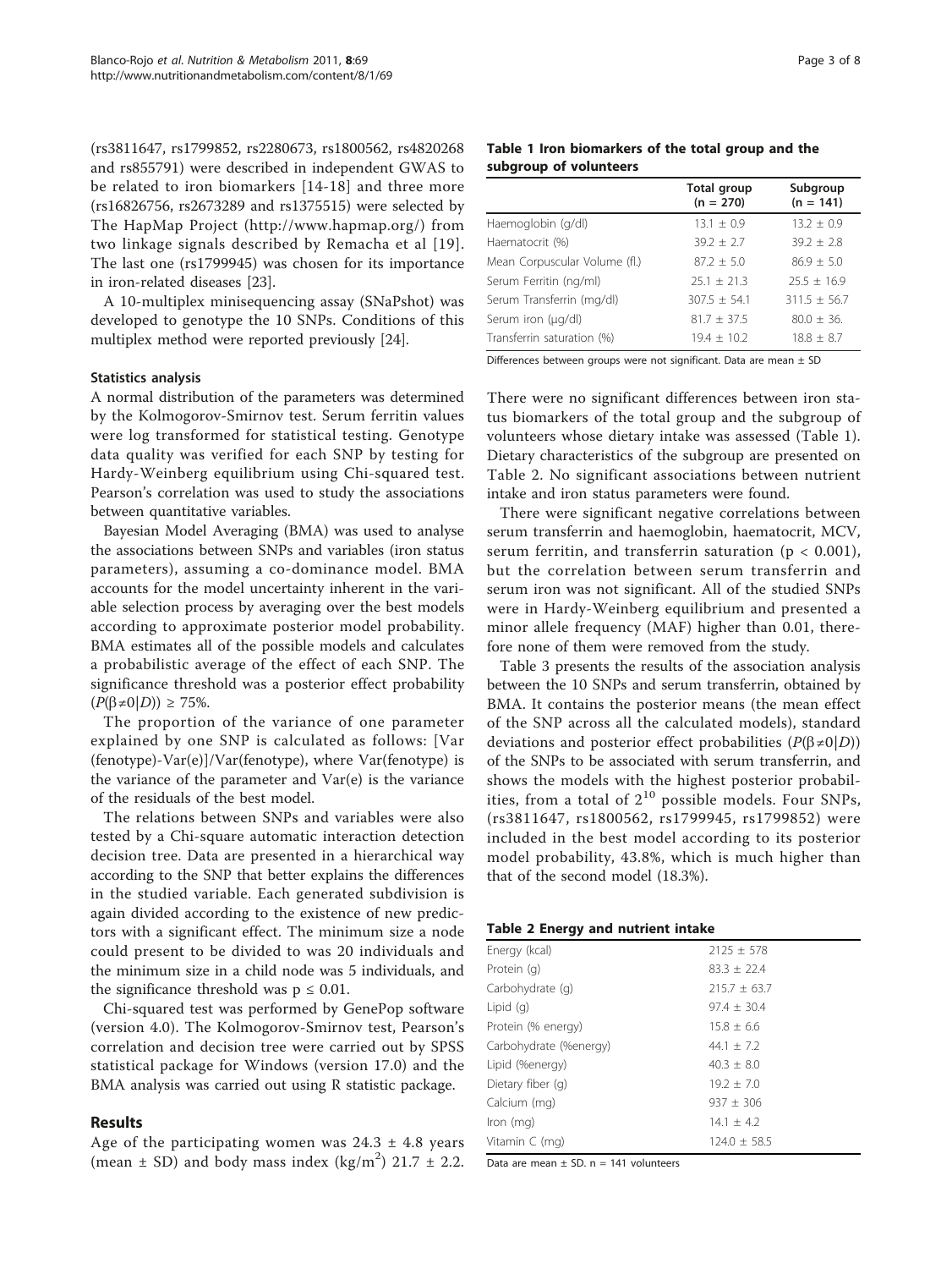(rs3811647, rs1799852, rs2280673, rs1800562, rs4820268 and rs855791) were described in independent GWAS to be related to iron biomarkers [14-18] and three more (rs16826756, rs2673289 and rs1375515) were selected by The HapMap Project (http://www.hapmap.org/) from two linkage signals described by Remacha et al [19]. The last one (rs1799945) was chosen for its importance in iron-related diseases [23].

A 10-multiplex minisequencing assay (SNaPshot) was developed to genotype the 10 SNPs. Conditions of this multiplex method were reported previously [24].

### Statistics analysis

A normal distribution of the parameters was determined by the Kolmogorov-Smirnov test. Serum ferritin values were log transformed for statistical testing. Genotype data quality was verified for each SNP by testing for Hardy-Weinberg equilibrium using Chi-squared test. Pearson's correlation was used to study the associations between quantitative variables.

Bayesian Model Averaging (BMA) was used to analyse the associations between SNPs and variables (iron status parameters), assuming a co-dominance model. BMA accounts for the model uncertainty inherent in the variable selection process by averaging over the best models according to approximate posterior model probability. BMA estimates all of the possible models and calculates a probabilistic average of the effect of each SNP. The significance threshold was a posterior effect probability ($P(\beta \neq 0|D)) \geq 75\%$.

The proportion of the variance of one parameter explained by one SNP is calculated as follows: [Var (fenotype)-Var(e)]/Var(fenotype), where Var(fenotype) is the variance of the parameter and Var(e) is the variance of the residuals of the best model.

The relations between SNPs and variables were also tested by a Chi-square automatic interaction detection decision tree. Data are presented in a hierarchical way according to the SNP that better explains the differences in the studied variable. Each generated subdivision is again divided according to the existence of new predictors with a significant effect. The minimum size a node could present to be divided to was 20 individuals and the minimum size in a child node was 5 individuals, and the significance threshold was $p \leq 0.01$.

Chi-squared test was performed by GenePop software (version 4.0). The Kolmogorov-Smirnov test, Pearson's correlation and decision tree were carried out by SPSS statistical package for Windows (version 17.0) and the BMA analysis was carried out using R statistic package.

## Results

Age of the participating women was 24.3 ± 4.8 years (mean ± SD) and body mass index (kg/m$^2$) 21.7 ± 2.2. There were no significant differences between iron status biomarkers of the total group and the subgroup of volunteers whose dietary intake was assessed (Table 1). Dietary characteristics of the subgroup are presented on Table 2. No significant associations between nutrient intake and iron status parameters were found.

**Table 1 Iron biomarkers of the total group and the subgroup of volunteers**

| | Total group (n = 270) | Subgroup (n = 141) |
|---|---|---|
| Haemoglobin (g/dl) | 13.1 ± 0.9 | 13.2 ± 0.9 |
| Haematocrit (%) | 39.2 ± 2.7 | 39.2 ± 2.8 |
| Mean Corpuscular Volume (fl.) | 87.2 ± 5.0 | 86.9 ± 5.0 |
| Serum Ferritin (ng/ml) | 25.1 ± 21.3 | 25.5 ± 16.9 |
| Serum Transferrin (mg/dl) | 307.5 ± 54.1 | 311.5 ± 56.7 |
| Serum iron (μg/dl) | 81.7 ± 37.5 | 80.0 ± 36. |
| Transferrin saturation (%) | 19.4 ± 10.2 | 18.8 ± 8.7 |

Differences between groups were not significant. Data are mean ± SD

There were significant negative correlations between serum transferrin and haemoglobin, haematocrit, MCV, serum ferritin, and transferrin saturation ($p < 0.001$), but the correlation between serum transferrin and serum iron was not significant. All of the studied SNPs were in Hardy-Weinberg equilibrium and presented a minor allele frequency (MAF) higher than 0.01, therefore none of them were removed from the study.

Table 3 presents the results of the association analysis between the 10 SNPs and serum transferrin, obtained by BMA. It contains the posterior means (the mean effect of the SNP across all the calculated models), standard deviations and posterior effect probabilities ($P(\beta \neq 0|D)$) of the SNPs to be associated with serum transferrin, and shows the models with the highest posterior probabilities, from a total of $2^{10}$ possible models. Four SNPs, (rs3811647, rs1800562, rs1799945, rs1799852) were included in the best model according to its posterior model probability, 43.8%, which is much higher than that of the second model (18.3%).

**Table 2 Energy and nutrient intake**

| | |
|---|---|
| Energy (kcal) | 2125 ± 578 |
| Protein (g) | 83.3 ± 22.4 |
| Carbohydrate (g) | 215.7 ± 63.7 |
| Lipid (g) | 97.4 ± 30.4 |
| Protein (% energy) | 15.8 ± 6.6 |
| Carbohydrate (%energy) | 44.1 ± 7.2 |
| Lipid (%energy) | 40.3 ± 8.0 |
| Dietary fiber (g) | 19.2 ± 7.0 |
| Calcium (mg) | 937 ± 306 |
| Iron (mg) | 14.1 ± 4.2 |
| Vitamin C (mg) | 124.0 ± 58.5 |

Data are mean ± SD. n = 141 volunteers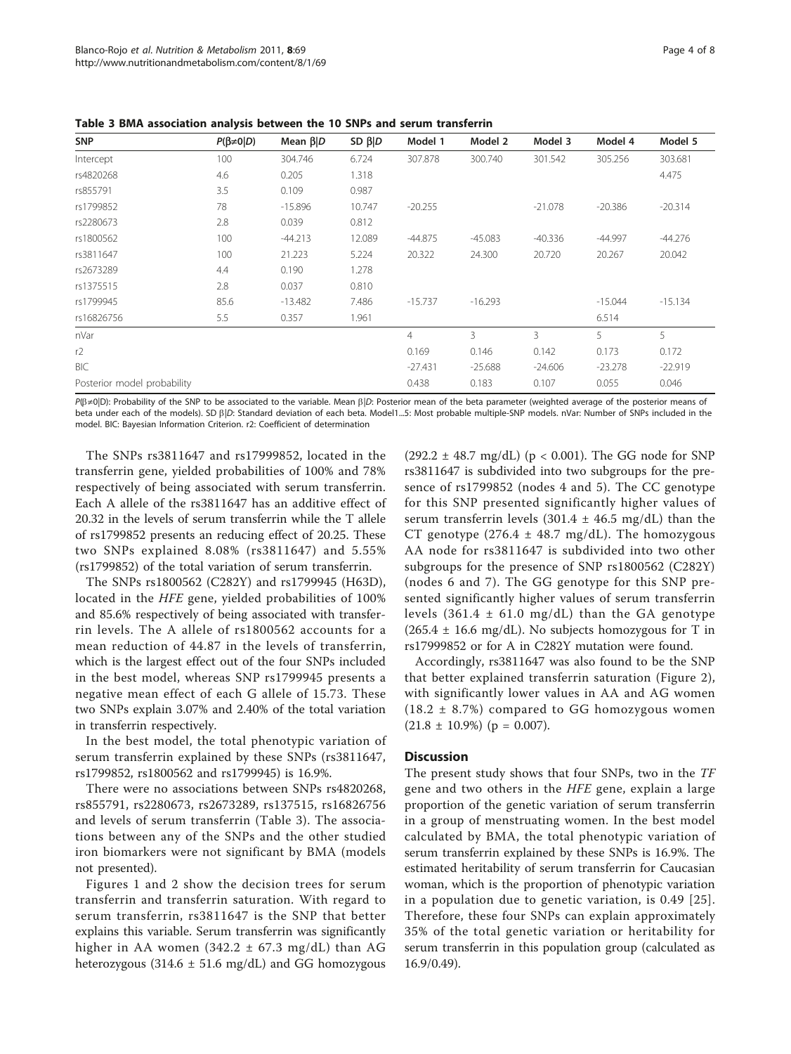**Table 3 BMA association analysis between the 10 SNPs and serum transferrin**

| SNP | $P(\beta \neq 0 \mid D)$ | Mean $\beta \mid D$ | SD $\beta \mid D$ | Model 1 | Model 2 | Model 3 | Model 4 | Model 5 |
|---|---|---|---|---|---|---|---|---|
| Intercept | 100 | 304.746 | 6.724 | 307.878 | 300.740 | 301.542 | 305.256 | 303.681 |
| rs4820268 | 4.6 | 0.205 | 1.318 | | | | | 4.475 |
| rs855791 | 3.5 | 0.109 | 0.987 | | | | | |
| rs1799852 | 78 | -15.896 | 10.747 | -20.255 | | -21.078 | -20.386 | -20.314 |
| rs2280673 | 2.8 | 0.039 | 0.812 | | | | | |
| rs1800562 | 100 | -44.213 | 12.089 | -44.875 | -45.083 | -40.336 | -44.997 | -44.276 |
| rs3811647 | 100 | 21.223 | 5.224 | 20.322 | 24.300 | 20.720 | 20.267 | 20.042 |
| rs2673289 | 4.4 | 0.190 | 1.278 | | | | | |
| rs1375515 | 2.8 | 0.037 | 0.810 | | | | | |
| rs1799945 | 85.6 | -13.482 | 7.486 | -15.737 | -16.293 | | -15.044 | -15.134 |
| rs16826756 | 5.5 | 0.357 | 1.961 | | | | 6.514 | |
| nVar | | | | 4 | 3 | 3 | 5 | 5 |
| r2 | | | | 0.169 | 0.146 | 0.142 | 0.173 | 0.172 |
| BIC | | | | -27.431 | -25.688 | -24.606 | -23.278 | -22.919 |
| Posterior model probability | | | | 0.438 | 0.183 | 0.107 | 0.055 | 0.046 |

$P(\beta \neq 0 \mid D)$: Probability of the SNP to be associated to the variable. Mean $\beta \mid D$: Posterior mean of the beta parameter (weighted average of the posterior means of beta under each of the models). SD $\beta \mid D$: Standard deviation of each beta. Model1...5: Most probable multiple-SNP models. nVar: Number of SNPs included in the model. BIC: Bayesian Information Criterion. r2: Coefficient of determination

The SNPs rs3811647 and rs17999852, located in the transferrin gene, yielded probabilities of 100% and 78% respectively of being associated with serum transferrin. Each A allele of the rs3811647 has an additive effect of 20.32 in the levels of serum transferrin while the T allele of rs1799852 presents an reducing effect of 20.25. These two SNPs explained 8.08% (rs3811647) and 5.55% (rs1799852) of the total variation of serum transferrin.

The SNPs rs1800562 (C282Y) and rs1799945 (H63D), located in the *HFE* gene, yielded probabilities of 100% and 85.6% respectively of being associated with transferrin levels. The A allele of rs1800562 accounts for a mean reduction of 44.87 in the levels of transferrin, which is the largest effect out of the four SNPs included in the best model, whereas SNP rs1799945 presents a negative mean effect of each G allele of 15.73. These two SNPs explain 3.07% and 2.40% of the total variation in transferrin respectively.

In the best model, the total phenotypic variation of serum transferrin explained by these SNPs (rs3811647, rs1799852, rs1800562 and rs1799945) is 16.9%.

There were no associations between SNPs rs4820268, rs855791, rs2280673, rs2673289, rs137515, rs16826756 and levels of serum transferrin (Table 3). The associations between any of the SNPs and the other studied iron biomarkers were not significant by BMA (models not presented).

Figures 1 and 2 show the decision trees for serum transferrin and transferrin saturation. With regard to serum transferrin, rs3811647 is the SNP that better explains this variable. Serum transferrin was significantly higher in AA women (342.2 ± 67.3 mg/dL) than AG heterozygous (314.6 ± 51.6 mg/dL) and GG homozygous (292.2 ± 48.7 mg/dL) ($p < 0.001$). The GG node for SNP rs3811647 is subdivided into two subgroups for the presence of rs1799852 (nodes 4 and 5). The CC genotype for this SNP presented significantly higher values of serum transferrin levels (301.4 ± 46.5 mg/dL) than the CT genotype (276.4 ± 48.7 mg/dL). The homozygous AA node for rs3811647 is subdivided into two other subgroups for the presence of SNP rs1800562 (C282Y) (nodes 6 and 7). The GG genotype for this SNP presented significantly higher values of serum transferrin levels (361.4 ± 61.0 mg/dL) than the GA genotype (265.4 ± 16.6 mg/dL). No subjects homozygous for T in rs17999852 or for A in C282Y mutation were found.

Accordingly, rs3811647 was also found to be the SNP that better explained transferrin saturation (Figure 2), with significantly lower values in AA and AG women (18.2 ± 8.7%) compared to GG homozygous women (21.8 ± 10.9%) ($p = 0.007$).

## Discussion

The present study shows that four SNPs, two in the *TF* gene and two others in the *HFE* gene, explain a large proportion of the genetic variation of serum transferrin in a group of menstruating women. In the best model calculated by BMA, the total phenotypic variation of serum transferrin explained by these SNPs is 16.9%. The estimated heritability of serum transferrin for Caucasian woman, which is the proportion of phenotypic variation in a population due to genetic variation, is 0.49 [25]. Therefore, these four SNPs can explain approximately 35% of the total genetic variation or heritability for serum transferrin in this population group (calculated as 16.9/0.49).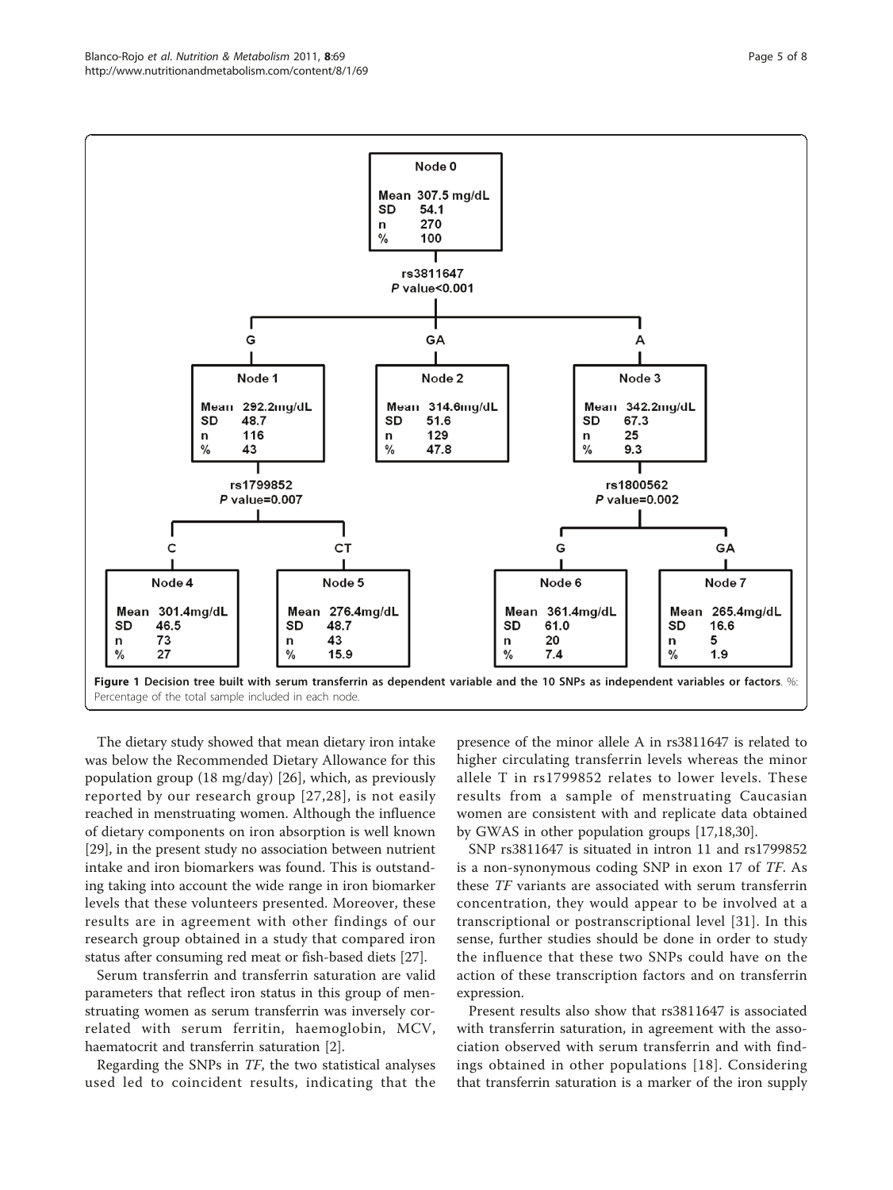Node 0

Mean 307.5 mg/dL
SD 54.1
n 270
% 100

rs3811647
*P* value<0.001

G | GA | A

Node 1

Mean 292.2mg/dL
SD 48.7
n 116
% 43

Node 2

Mean 314.6mg/dL
SD 51.6
n 129
% 47.8

Node 3

Mean 342.2mg/dL
SD 67.3
n 25
% 9.3

rs1799852
*P* value=0.007

C | CT

Node 4

Mean 301.4mg/dL
SD 46.5
n 73
% 27

Node 5

Mean 276.4mg/dL
SD 48.7
n 43
% 15.9

rs1800562
*P* value=0.002

G | GA

Node 6

Mean 361.4mg/dL
SD 61.0
n 20
% 7.4

Node 7

Mean 265.4mg/dL
SD 16.6
n 5
% 1.9

**Figure 1 Decision tree built with serum transferrin as dependent variable and the 10 SNPs as independent variables or factors**. %: Percentage of the total sample included in each node.

The dietary study showed that mean dietary iron intake was below the Recommended Dietary Allowance for this population group (18 mg/day) [26], which, as previously reported by our research group [27,28], is not easily reached in menstruating women. Although the influence of dietary components on iron absorption is well known [29], in the present study no association between nutrient intake and iron biomarkers was found. This is outstanding taking into account the wide range in iron biomarker levels that these volunteers presented. Moreover, these results are in agreement with other findings of our research group obtained in a study that compared iron status after consuming red meat or fish-based diets [27].

Serum transferrin and transferrin saturation are valid parameters that reflect iron status in this group of menstruating women as serum transferrin was inversely correlated with serum ferritin, haemoglobin, MCV, haematocrit and transferrin saturation [2].

Regarding the SNPs in *TF*, the two statistical analyses used led to coincident results, indicating that the presence of the minor allele A in rs3811647 is related to higher circulating transferrin levels whereas the minor allele T in rs1799852 relates to lower levels. These results from a sample of menstruating Caucasian women are consistent with and replicate data obtained by GWAS in other population groups [17,18,30].

SNP rs3811647 is situated in intron 11 and rs1799852 is a non-synonymous coding SNP in exon 17 of *TF*. As these *TF* variants are associated with serum transferrin concentration, they would appear to be involved at a transcriptional or postranscriptional level [31]. In this sense, further studies should be done in order to study the influence that these two SNPs could have on the action of these transcription factors and on transferrin expression.

Present results also show that rs3811647 is associated with transferrin saturation, in agreement with the association observed with serum transferrin and with findings obtained in other populations [18]. Considering that transferrin saturation is a marker of the iron supply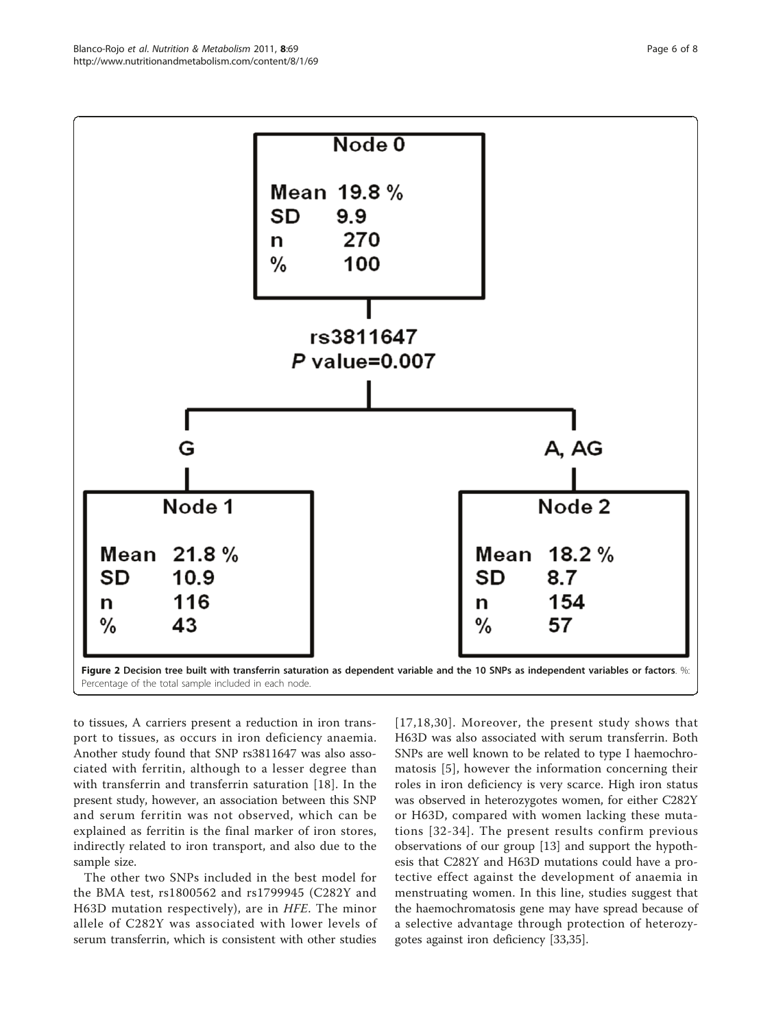Node 0

Mean 19.8 %
SD 9.9
n 270
% 100

rs3811647
*P* value=0.007

G → Node 1

Mean 21.8 %
SD 10.9
n 116
% 43

A, AG → Node 2

Mean 18.2 %
SD 8.7
n 154
% 57

**Figure 2 Decision tree built with transferrin saturation as dependent variable and the 10 SNPs as independent variables or factors**. %: Percentage of the total sample included in each node.

to tissues, A carriers present a reduction in iron transport to tissues, as occurs in iron deficiency anaemia. Another study found that SNP rs3811647 was also associated with ferritin, although to a lesser degree than with transferrin and transferrin saturation [18]. In the present study, however, an association between this SNP and serum ferritin was not observed, which can be explained as ferritin is the final marker of iron stores, indirectly related to iron transport, and also due to the sample size.

The other two SNPs included in the best model for the BMA test, rs1800562 and rs1799945 (C282Y and H63D mutation respectively), are in *HFE*. The minor allele of C282Y was associated with lower levels of serum transferrin, which is consistent with other studies [17,18,30]. Moreover, the present study shows that H63D was also associated with serum transferrin. Both SNPs are well known to be related to type I haemochromatosis [5], however the information concerning their roles in iron deficiency is very scarce. High iron status was observed in heterozygotes women, for either C282Y or H63D, compared with women lacking these mutations [32-34]. The present results confirm previous observations of our group [13] and support the hypothesis that C282Y and H63D mutations could have a protective effect against the development of anaemia in menstruating women. In this line, studies suggest that the haemochromatosis gene may have spread because of a selective advantage through protection of heterozygotes against iron deficiency [33,35].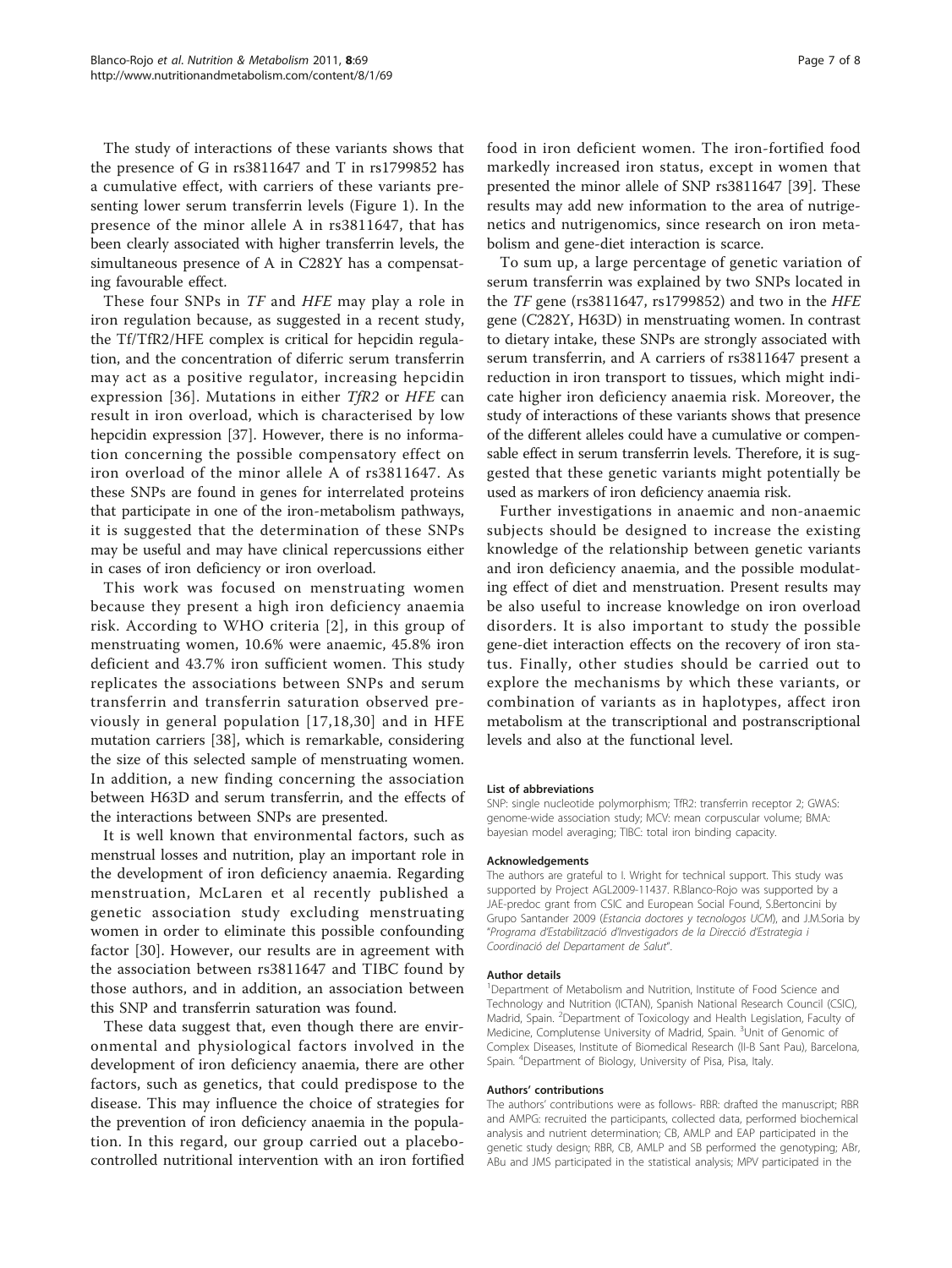The study of interactions of these variants shows that the presence of G in rs3811647 and T in rs1799852 has a cumulative effect, with carriers of these variants presenting lower serum transferrin levels (Figure 1). In the presence of the minor allele A in rs3811647, that has been clearly associated with higher transferrin levels, the simultaneous presence of A in C282Y has a compensating favourable effect.

These four SNPs in *TF* and *HFE* may play a role in iron regulation because, as suggested in a recent study, the Tf/TfR2/HFE complex is critical for hepcidin regulation, and the concentration of diferric serum transferrin may act as a positive regulator, increasing hepcidin expression [36]. Mutations in either *TfR2* or *HFE* can result in iron overload, which is characterised by low hepcidin expression [37]. However, there is no information concerning the possible compensatory effect on iron overload of the minor allele A of rs3811647. As these SNPs are found in genes for interrelated proteins that participate in one of the iron-metabolism pathways, it is suggested that the determination of these SNPs may be useful and may have clinical repercussions either in cases of iron deficiency or iron overload.

This work was focused on menstruating women because they present a high iron deficiency anaemia risk. According to WHO criteria [2], in this group of menstruating women, 10.6% were anaemic, 45.8% iron deficient and 43.7% iron sufficient women. This study replicates the associations between SNPs and serum transferrin and transferrin saturation observed previously in general population [17,18,30] and in HFE mutation carriers [38], which is remarkable, considering the size of this selected sample of menstruating women. In addition, a new finding concerning the association between H63D and serum transferrin, and the effects of the interactions between SNPs are presented.

It is well known that environmental factors, such as menstrual losses and nutrition, play an important role in the development of iron deficiency anaemia. Regarding menstruation, McLaren et al recently published a genetic association study excluding menstruating women in order to eliminate this possible confounding factor [30]. However, our results are in agreement with the association between rs3811647 and TIBC found by those authors, and in addition, an association between this SNP and transferrin saturation was found.

These data suggest that, even though there are environmental and physiological factors involved in the development of iron deficiency anaemia, there are other factors, such as genetics, that could predispose to the disease. This may influence the choice of strategies for the prevention of iron deficiency anaemia in the population. In this regard, our group carried out a placebo-controlled nutritional intervention with an iron fortified food in iron deficient women. The iron-fortified food markedly increased iron status, except in women that presented the minor allele of SNP rs3811647 [39]. These results may add new information to the area of nutrigenetics and nutrigenomics, since research on iron metabolism and gene-diet interaction is scarce.

To sum up, a large percentage of genetic variation of serum transferrin was explained by two SNPs located in the *TF* gene (rs3811647, rs1799852) and two in the *HFE* gene (C282Y, H63D) in menstruating women. In contrast to dietary intake, these SNPs are strongly associated with serum transferrin, and A carriers of rs3811647 present a reduction in iron transport to tissues, which might indicate higher iron deficiency anaemia risk. Moreover, the study of interactions of these variants shows that presence of the different alleles could have a cumulative or compensable effect in serum transferrin levels. Therefore, it is suggested that these genetic variants might potentially be used as markers of iron deficiency anaemia risk.

Further investigations in anaemic and non-anaemic subjects should be designed to increase the existing knowledge of the relationship between genetic variants and iron deficiency anaemia, and the possible modulating effect of diet and menstruation. Present results may be also useful to increase knowledge on iron overload disorders. It is also important to study the possible gene-diet interaction effects on the recovery of iron status. Finally, other studies should be carried out to explore the mechanisms by which these variants, or combination of variants as in haplotypes, affect iron metabolism at the transcriptional and postranscriptional levels and also at the functional level.

#### List of abbreviations

SNP: single nucleotide polymorphism; TfR2: transferrin receptor 2; GWAS: genome-wide association study; MCV: mean corpuscular volume; BMA: bayesian model averaging; TIBC: total iron binding capacity.

#### Acknowledgements

The authors are grateful to I. Wright for technical support. This study was supported by Project AGL2009-11437. R.Blanco-Rojo was supported by a JAE-predoc grant from CSIC and European Social Found, S.Bertoncini by Grupo Santander 2009 (*Estancia doctores y tecnologos UCM*), and J.M.Soria by "*Programa d'Estabilització d'Investigadors de la Direcció d'Estrategia i Coordinació del Departament de Salut*".

#### Author details

[1]Department of Metabolism and Nutrition, Institute of Food Science and Technology and Nutrition (ICTAN), Spanish National Research Council (CSIC), Madrid, Spain. [2]Department of Toxicology and Health Legislation, Faculty of Medicine, Complutense University of Madrid, Spain. [3]Unit of Genomic of Complex Diseases, Institute of Biomedical Research (II-B Sant Pau), Barcelona, Spain. [4]Department of Biology, University of Pisa, Pisa, Italy.

#### Authors' contributions

The authors' contributions were as follows- RBR: drafted the manuscript; RBR and AMPG: recruited the participants, collected data, performed biochemical analysis and nutrient determination; CB, AMLP and EAP participated in the genetic study design; RBR, CB, AMLP and SB performed the genotyping; ABr, ABu and JMS participated in the statistical analysis; MPV participated in the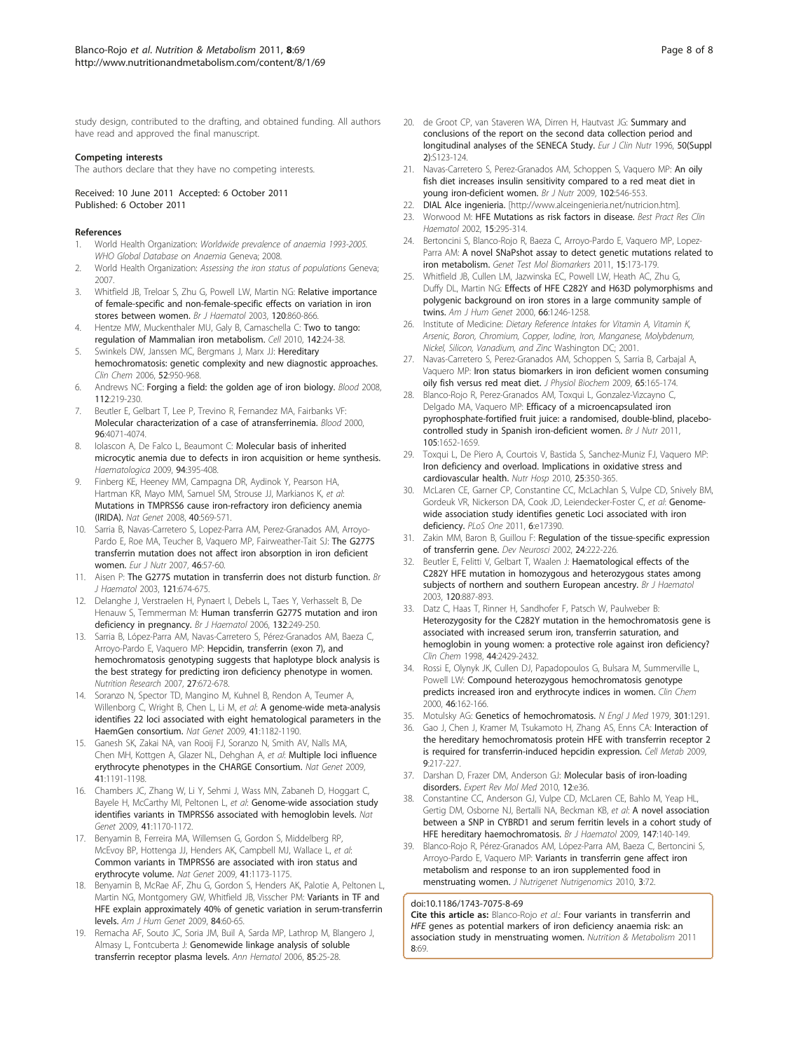study design, contributed to the drafting, and obtained funding. All authors have read and approved the final manuscript.

#### Competing interests

The authors declare that they have no competing interests.

Received: 10 June 2011 Accepted: 6 October 2011
Published: 6 October 2011

#### References

1. World Health Organization: *Worldwide prevalence of anaemia 1993-2005. WHO Global Database on Anaemia* Geneva; 2008.
2. World Health Organization: *Assessing the iron status of populations* Geneva; 2007.
3. Whitfield JB, Treloar S, Zhu G, Powell LW, Martin NG: **Relative importance of female-specific and non-female-specific effects on variation in iron stores between women.** *Br J Haematol* 2003, **120**:860-866.
4. Hentze MW, Muckenthaler MU, Galy B, Camaschella C: **Two to tango: regulation of Mammalian iron metabolism.** *Cell* 2010, **142**:24-38.
5. Swinkels DW, Janssen MC, Bergmans J, Marx JJ: **Hereditary hemochromatosis: genetic complexity and new diagnostic approaches.** *Clin Chem* 2006, **52**:950-968.
6. Andrews NC: **Forging a field: the golden age of iron biology.** *Blood* 2008, **112**:219-230.
7. Beutler E, Gelbart T, Lee P, Trevino R, Fernandez MA, Fairbanks VF: **Molecular characterization of a case of atransferrinemia.** *Blood* 2000, **96**:4071-4074.
8. Iolascon A, De Falco L, Beaumont C: **Molecular basis of inherited microcytic anemia due to defects in iron acquisition or heme synthesis.** *Haematologica* 2009, **94**:395-408.
9. Finberg KE, Heeney MM, Campagna DR, Aydinok Y, Pearson HA, Hartman KR, Mayo MM, Samuel SM, Strouse JJ, Markianos K, *et al*: **Mutations in TMPRSS6 cause iron-refractory iron deficiency anemia (IRIDA).** *Nat Genet* 2008, **40**:569-571.
10. Sarria B, Navas-Carretero S, Lopez-Parra AM, Perez-Granados AM, Arroyo-Pardo E, Roe MA, Teucher B, Vaquero MP, Fairweather-Tait SJ: **The G277S transferrin mutation does not affect iron absorption in iron deficient women.** *Eur J Nutr* 2007, **46**:57-60.
11. Aisen P: **The G277S mutation in transferrin does not disturb function.** *Br J Haematol* 2003, **121**:674-675.
12. Delanghe J, Verstraelen H, Pynaert I, Debels L, Taes Y, Verhasselt B, De Henauw S, Temmerman M: **Human transferrin G277S mutation and iron deficiency in pregnancy.** *Br J Haematol* 2006, **132**:249-250.
13. Sarria B, López-Parra AM, Navas-Carretero S, Pérez-Granados AM, Baeza C, Arroyo-Pardo E, Vaquero MP: **Hepcidin, transferrin (exon 7), and hemochromatosis genotyping suggests that haplotype block analysis is the best strategy for predicting iron deficiency phenotype in women.** *Nutrition Research* 2007, **27**:672-678.
14. Soranzo N, Spector TD, Mangino M, Kuhnel B, Rendon A, Teumer A, Willenborg C, Wright B, Chen L, Li M, *et al*: **A genome-wide meta-analysis identifies 22 loci associated with eight hematological parameters in the HaemGen consortium.** *Nat Genet* 2009, **41**:1182-1190.
15. Ganesh SK, Zakai NA, van Rooij FJ, Soranzo N, Smith AV, Nalls MA, Chen MH, Kottgen A, Glazer NL, Dehghan A, *et al*: **Multiple loci influence erythrocyte phenotypes in the CHARGE Consortium.** *Nat Genet* 2009, **41**:1191-1198.
16. Chambers JC, Zhang W, Li Y, Sehmi J, Wass MN, Zabaneh D, Hoggart C, Bayele H, McCarthy MI, Peltonen L, *et al*: **Genome-wide association study identifies variants in TMPRSS6 associated with hemoglobin levels.** *Nat Genet* 2009, **41**:1170-1172.
17. Benyamin B, Ferreira MA, Willemsen G, Gordon S, Middelberg RP, McEvoy BP, Hottenga JJ, Henders AK, Campbell MJ, Wallace L, *et al*: **Common variants in TMPRSS6 are associated with iron status and erythrocyte volume.** *Nat Genet* 2009, **41**:1173-1175.
18. Benyamin B, McRae AF, Zhu G, Gordon S, Henders AK, Palotie A, Peltonen L, Martin NG, Montgomery GW, Whitfield JB, Visscher PM: **Variants in TF and HFE explain approximately 40% of genetic variation in serum-transferrin levels.** *Am J Hum Genet* 2009, **84**:60-65.
19. Remacha AF, Souto JC, Soria JM, Buil A, Sarda MP, Lathrop M, Blangero J, Almasy L, Fontcuberta J: **Genomewide linkage analysis of soluble transferrin receptor plasma levels.** *Ann Hematol* 2006, **85**:25-28.
20. de Groot CP, van Staveren WA, Dirren H, Hautvast JG: **Summary and conclusions of the report on the second data collection period and longitudinal analyses of the SENECA Study.** *Eur J Clin Nutr* 1996, **50(Suppl 2)**:S123-124.
21. Navas-Carretero S, Perez-Granados AM, Schoppen S, Vaquero MP: **An oily fish diet increases insulin sensitivity compared to a red meat diet in young iron-deficient women.** *Br J Nutr* 2009, **102**:546-553.
22. DIAL Alce ingenieria. [http://www.alceingenieria.net/nutricion.htm].
23. Worwood M: **HFE Mutations as risk factors in disease.** *Best Pract Res Clin Haematol* 2002, **15**:295-314.
24. Bertoncini S, Blanco-Rojo R, Baeza C, Arroyo-Pardo E, Vaquero MP, Lopez-Parra AM: **A novel SNaPshot assay to detect genetic mutations related to iron metabolism.** *Genet Test Mol Biomarkers* 2011, **15**:173-179.
25. Whitfield JB, Cullen LM, Jazwinska EC, Powell LW, Heath AC, Zhu G, Duffy DL, Martin NG: **Effects of HFE C282Y and H63D polymorphisms and polygenic background on iron stores in a large community sample of twins.** *Am J Hum Genet* 2000, **66**:1246-1258.
26. Institute of Medicine: *Dietary Reference Intakes for Vitamin A, Vitamin K, Arsenic, Boron, Chromium, Copper, Iodine, Iron, Manganese, Molybdenum, Nickel, Silicon, Vanadium, and Zinc* Washington DC; 2001.
27. Navas-Carretero S, Perez-Granados AM, Schoppen S, Sarria B, Carbajal A, Vaquero MP: **Iron status biomarkers in iron deficient women consuming oily fish versus red meat diet.** *J Physiol Biochem* 2009, **65**:165-174.
28. Blanco-Rojo R, Perez-Granados AM, Toxqui L, Gonzalez-Vizcayno C, Delgado MA, Vaquero MP: **Efficacy of a microencapsulated iron pyrophosphate-fortified fruit juice: a randomised, double-blind, placebo-controlled study in Spanish iron-deficient women.** *Br J Nutr* 2011, **105**:1652-1659.
29. Toxqui L, De Piero A, Courtois V, Bastida S, Sanchez-Muniz FJ, Vaquero MP: **Iron deficiency and overload. Implications in oxidative stress and cardiovascular health.** *Nutr Hosp* 2010, **25**:350-365.
30. McLaren CE, Garner CP, Constantine CC, McLachlan S, Vulpe CD, Snively BM, Gordeuk VR, Nickerson DA, Cook JD, Leiendecker-Foster C, *et al*: **Genome-wide association study identifies genetic Loci associated with iron deficiency.** *PLoS One* 2011, **6**:e17390.
31. Zakin MM, Baron B, Guillou F: **Regulation of the tissue-specific expression of transferrin gene.** *Dev Neurosci* 2002, **24**:222-226.
32. Beutler E, Felitti V, Gelbart T, Waalen J: **Haematological effects of the C282Y HFE mutation in homozygous and heterozygous states among subjects of northern and southern European ancestry.** *Br J Haematol* 2003, **120**:887-893.
33. Datz C, Haas T, Rinner H, Sandhofer F, Patsch W, Paulweber B: **Heterozygosity for the C282Y mutation in the hemochromatosis gene is associated with increased serum iron, transferrin saturation, and hemoglobin in young women: a protective role against iron deficiency?** *Clin Chem* 1998, **44**:2429-2432.
34. Rossi E, Olynyk JK, Cullen DJ, Papadopoulos G, Bulsara M, Summerville L, Powell LW: **Compound heterozygous hemochromatosis genotype predicts increased iron and erythrocyte indices in women.** *Clin Chem* 2000, **46**:162-166.
35. Motulsky AG: **Genetics of hemochromatosis.** *N Engl J Med* 1979, **301**:1291.
36. Gao J, Chen J, Kramer M, Tsukamoto H, Zhang AS, Enns CA: **Interaction of the hereditary hemochromatosis protein HFE with transferrin receptor 2 is required for transferrin-induced hepcidin expression.** *Cell Metab* 2009, **9**:217-227.
37. Darshan D, Frazer DM, Anderson GJ: **Molecular basis of iron-loading disorders.** *Expert Rev Mol Med* 2010, **12**:e36.
38. Constantine CC, Anderson GJ, Vulpe CD, McLaren CE, Bahlo M, Yeap HL, Gertig DM, Osborne NJ, Bertalli NA, Beckman KB, *et al*: **A novel association between a SNP in CYBRD1 and serum ferritin levels in a cohort study of HFE hereditary haemochromatosis.** *Br J Haematol* 2009, **147**:140-149.
39. Blanco-Rojo R, Pérez-Granados AM, López-Parra AM, Baeza C, Bertoncini S, Arroyo-Pardo E, Vaquero MP: **Variants in transferrin gene affect iron metabolism and response to an iron supplemented food in menstruating women.** *J Nutrigenet Nutrigenomics* 2010, **3**:72.

doi:10.1186/1743-7075-8-69
**Cite this article as:** Blanco-Rojo *et al.*: Four variants in transferrin and *HFE* genes as potential markers of iron deficiency anaemia risk: an association study in menstruating women. *Nutrition & Metabolism* 2011 **8**:69.